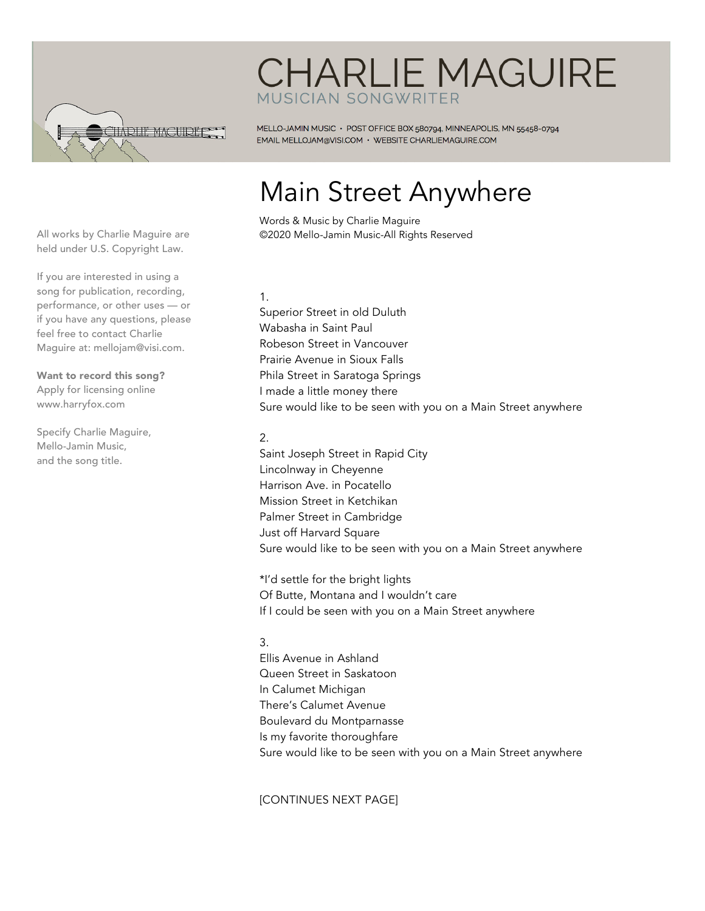# CHARLIE MAGUIRE

MUSICIAN SONGWRITER

MELLO-JAMIN MUSIC • POST OFFICE BOX 580794, MINNEAPOLIS, MN 55458-0794
EMAIL MELLOJAM@VISI.COM • WEBSITE CHARLIEMAGUIRE.COM

All works by Charlie Maguire are held under U.S. Copyright Law.

If you are interested in using a song for publication, recording, performance, or other uses — or if you have any questions, please feel free to contact Charlie Maguire at: mellojam@visi.com.

**Want to record this song?**
Apply for licensing online
www.harryfox.com

Specify Charlie Maguire,
Mello-Jamin Music,
and the song title.

# Main Street Anywhere

Words & Music by Charlie Maguire
©2020 Mello-Jamin Music-All Rights Reserved

1.
Superior Street in old Duluth
Wabasha in Saint Paul
Robeson Street in Vancouver
Prairie Avenue in Sioux Falls
Phila Street in Saratoga Springs
I made a little money there
Sure would like to be seen with you on a Main Street anywhere

2.
Saint Joseph Street in Rapid City
Lincolnway in Cheyenne
Harrison Ave. in Pocatello
Mission Street in Ketchikan
Palmer Street in Cambridge
Just off Harvard Square
Sure would like to be seen with you on a Main Street anywhere

*I'd settle for the bright lights
Of Butte, Montana and I wouldn't care
If I could be seen with you on a Main Street anywhere

3.
Ellis Avenue in Ashland
Queen Street in Saskatoon
In Calumet Michigan
There's Calumet Avenue
Boulevard du Montparnasse
Is my favorite thoroughfare
Sure would like to be seen with you on a Main Street anywhere

[CONTINUES NEXT PAGE]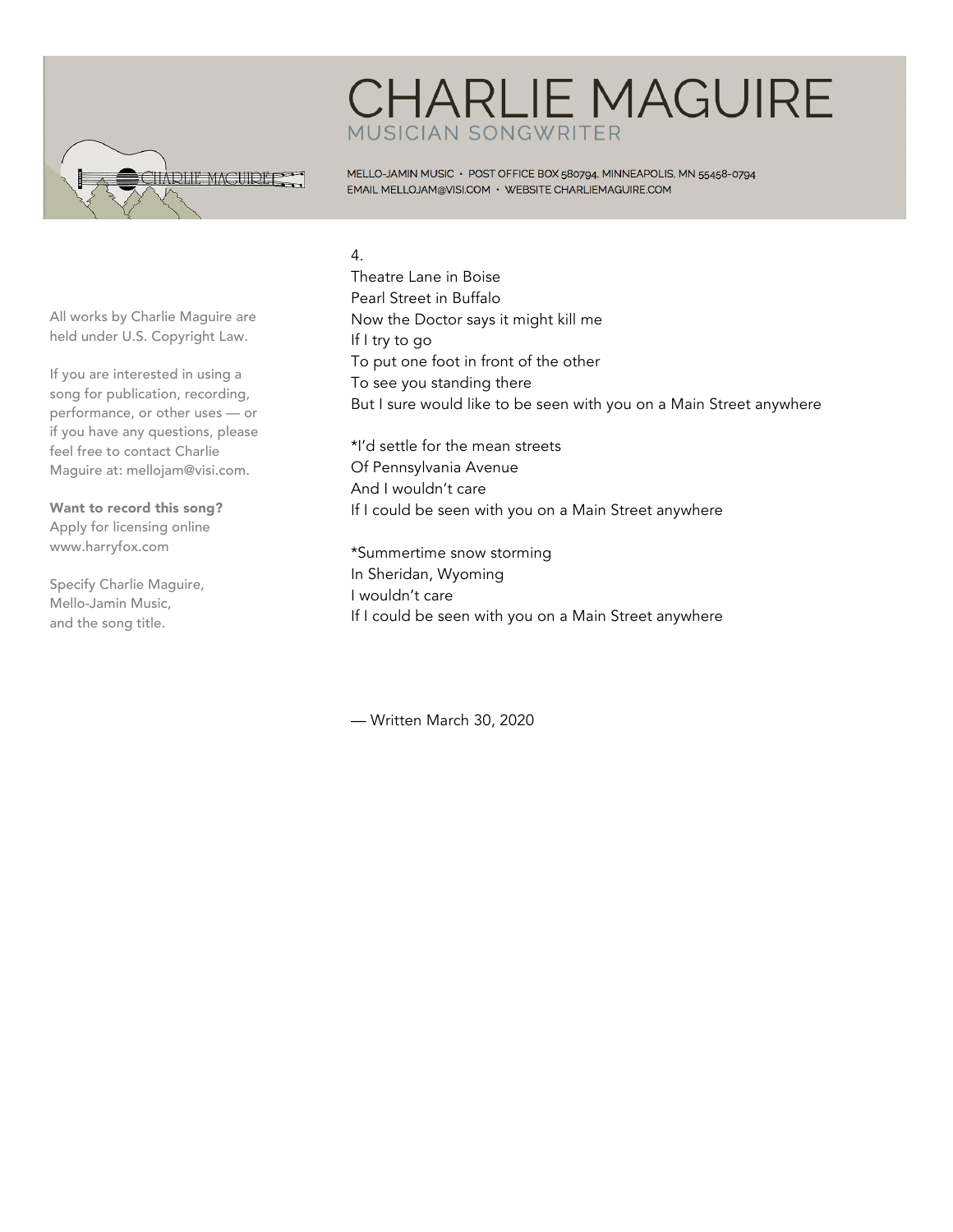# CHARLIE MAGUIRE

MUSICIAN SONGWRITER

MELLO-JAMIN MUSIC • POST OFFICE BOX 580794, MINNEAPOLIS, MN 55458-0794
EMAIL MELLOJAM@VISI.COM • WEBSITE CHARLIEMAGUIRE.COM

All works by Charlie Maguire are held under U.S. Copyright Law.

If you are interested in using a song for publication, recording, performance, or other uses — or if you have any questions, please feel free to contact Charlie Maguire at: mellojam@visi.com.

**Want to record this song?**
Apply for licensing online
www.harryfox.com

Specify Charlie Maguire,
Mello-Jamin Music,
and the song title.

4.
Theatre Lane in Boise
Pearl Street in Buffalo
Now the Doctor says it might kill me
If I try to go
To put one foot in front of the other
To see you standing there
But I sure would like to be seen with you on a Main Street anywhere

*I'd settle for the mean streets
Of Pennsylvania Avenue
And I wouldn't care
If I could be seen with you on a Main Street anywhere

*Summertime snow storming
In Sheridan, Wyoming
I wouldn't care
If I could be seen with you on a Main Street anywhere

— Written March 30, 2020